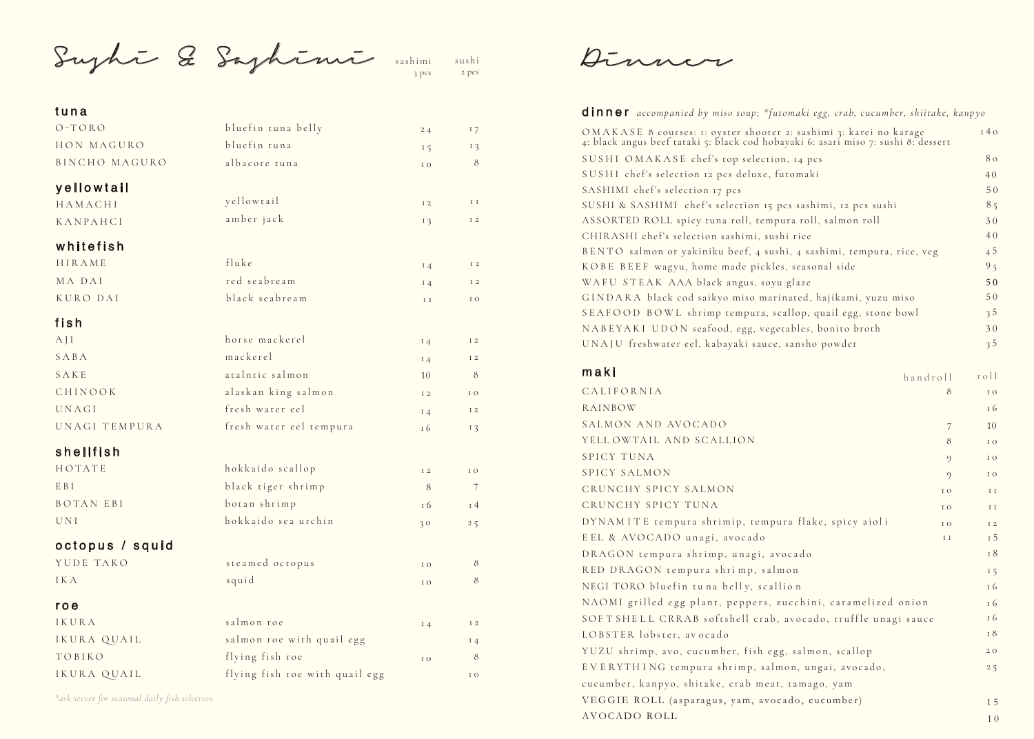# Sushi & Sashimi

| | | sashimi 3 pcs | sushi 2 pcs |
|---|---|---|---|
| **tuna** | | | |
| O-TORO | bluefin tuna belly | 24 | 17 |
| HON MAGURO | bluefin tuna | 15 | 13 |
| BINCHO MAGURO | albacore tuna | 10 | 8 |
| **yellowtail** | | | |
| HAMACHI | yellowtail | 12 | 11 |
| KANPAHCI | amber jack | 13 | 12 |
| **whitefish** | | | |
| HIRAME | fluke | 14 | 12 |
| MA DAI | red seabream | 14 | 12 |
| KURO DAI | black seabream | 11 | 10 |
| **fish** | | | |
| AJI | horse mackerel | 14 | 12 |
| SABA | mackerel | 14 | 12 |
| SAKE | atalntic salmon | 10 | 8 |
| CHINOOK | alaskan king salmon | 12 | 10 |
| UNAGI | fresh water eel | 14 | 12 |
| UNAGI TEMPURA | fresh water eel tempura | 16 | 13 |
| **shellfish** | | | |
| HOTATE | hokkaido scallop | 12 | 10 |
| EBI | black tiger shrimp | 8 | 7 |
| BOTAN EBI | botan shrimp | 16 | 14 |
| UNI | hokkaido sea urchin | 30 | 25 |
| **octopus / squid** | | | |
| YUDE TAKO | steamed octopus | 10 | 8 |
| IKA | squid | 10 | 8 |
| **roe** | | | |
| IKURA | salmon roe | 14 | 12 |
| IKURA QUAIL | salmon roe with quail egg | | 14 |
| TOBIKO | flying fish roe | 10 | 8 |
| IKURA QUAIL | flying fish roe with quail egg | | 10 |

*\*ask server for seasonal daily fish selection*

# Dinner

## dinner *accompanied by miso soup; \*futomaki egg, crab, cucumber, shiitake, kanpyo*

| Item | Price |
|---|---|
| OMAKASE 8 courses: 1: oyster shooter 2: sashimi 3: karei no karage 4: black angus beef tataki 5: black cod hobayaki 6: asari miso 7: sushi 8: dessert | 140 |
| SUSHI OMAKASE chef's top selection, 14 pcs | 80 |
| SUSHI chef's selection 12 pcs deluxe, futomaki | 40 |
| SASHIMI chef's selection 17 pcs | 50 |
| SUSHI & SASHIMI chef's selection 15 pcs sashimi, 12 pcs sushi | 85 |
| ASSORTED ROLL spicy tuna roll, tempura roll, salmon roll | 30 |
| CHIRASHI chef's selection sashimi, sushi rice | 40 |
| BENTO salmon or yakiniku beef, 4 sushi, 4 sashimi, tempura, rice, veg | 45 |
| KOBE BEEF wagyu, home made pickles, seasonal side | 95 |
| WAFU STEAK AAA black angus, soyu glaze | 50 |
| GINDARA black cod saikyo miso marinated, hajikami, yuzu miso | 50 |
| SEAFOOD BOWL shrimp tempura, scallop, quail egg, stone bowl | 35 |
| NABEYAKI UDON seafood, egg, vegetables, bonito broth | 30 |
| UNAJU freshwater eel, kabayaki sauce, sansho powder | 35 |

## maki

| | handroll | roll |
|---|---|---|
| CALIFORNIA | 8 | 10 |
| RAINBOW | | 16 |
| SALMON AND AVOCADO | 7 | 10 |
| YELLOWTAIL AND SCALLION | 8 | 10 |
| SPICY TUNA | 9 | 10 |
| SPICY SALMON | 9 | 10 |
| CRUNCHY SPICY SALMON | 10 | 11 |
| CRUNCHY SPICY TUNA | 10 | 11 |
| DYNAMITE tempura shrimp, tempura flake, spicy aioli | 10 | 12 |
| EEL & AVOCADO unagi, avocado | 11 | 15 |
| DRAGON tempura shrimp, unagi, avocado | | 18 |
| RED DRAGON tempura shrimp, salmon | | 15 |
| NEGI TORO bluefin tuna belly, scallion | | 16 |
| NAOMI grilled egg plant, peppers, zucchini, caramelized onion | | 16 |
| SOFT SHELL CRRAB softshell crab, avocado, truffle unagi sauce | | 16 |
| LOBSTER lobster, avocado | | 18 |
| YUZU shrimp, avo, cucumber, fish egg, salmon, scallop | | 20 |
| EVERYTHING tempura shrimp, salmon, ungai, avocado, cucumber, kanpyo, shitake, crab meat, tamago, yam | | 25 |
| VEGGIE ROLL (asparagus, yam, avocado, cucumber) | | 15 |
| AVOCADO ROLL | | 10 |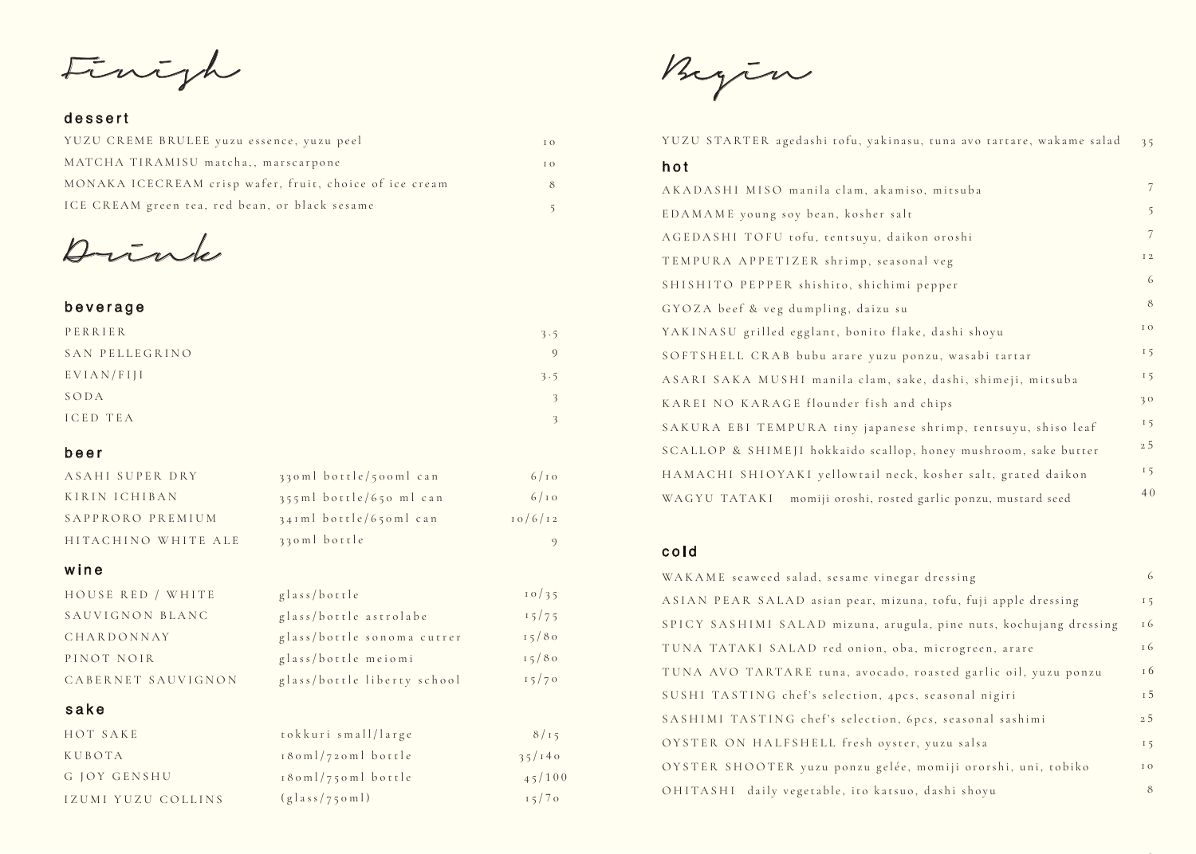# Finish

## dessert

| | |
|---|---|
| YUZU CREME BRULEE yuzu essence, yuzu peel | 10 |
| MATCHA TIRAMISU matcha,, marscarpone | 10 |
| MONAKA ICECREAM crisp wafer, fruit, choice of ice cream | 8 |
| ICE CREAM green tea, red bean, or black sesame | 5 |

# Drink

## beverage

| | |
|---|---|
| PERRIER | 3.5 |
| SAN PELLEGRINO | 9 |
| EVIAN/FIJI | 3.5 |
| SODA | 3 |
| ICED TEA | 3 |

## beer

| | | |
|---|---|---|
| ASAHI SUPER DRY | 330ml bottle/500ml can | 6/10 |
| KIRIN ICHIBAN | 355ml bottle/650 ml can | 6/10 |
| SAPPRORO PREMIUM | 341ml bottle/650ml can | 10/6/12 |
| HITACHINO WHITE ALE | 330ml bottle | 9 |

## wine

| | | |
|---|---|---|
| HOUSE RED / WHITE | glass/bottle | 10/35 |
| SAUVIGNON BLANC | glass/bottle astrolabe | 15/75 |
| CHARDONNAY | glass/bottle sonoma cutter | 15/80 |
| PINOT NOIR | glass/bottle meiomi | 15/80 |
| CABERNET SAUVIGNON | glass/bottle liberty school | 15/70 |

## sake

| | | |
|---|---|---|
| HOT SAKE | tokkuri small/large | 8/15 |
| KUBOTA | 180ml/720ml bottle | 35/140 |
| G JOY GENSHU | 180ml/750ml bottle | 45/100 |
| IZUMI YUZU COLLINS | (glass/750ml) | 15/70 |

# Begin

| | |
|---|---|
| YUZU STARTER agedashi tofu, yakinasu, tuna avo tartare, wakame salad | 35 |

## hot

| | |
|---|---|
| AKADASHI MISO manila clam, akamiso, mitsuba | 7 |
| EDAMAME young soy bean, kosher salt | 5 |
| AGEDASHI TOFU tofu, tentsuyu, daikon oroshi | 7 |
| TEMPURA APPETIZER shrimp, seasonal veg | 12 |
| SHISHITO PEPPER shishito, shichimi pepper | 6 |
| GYOZA beef & veg dumpling, daizu su | 8 |
| YAKINASU grilled egglant, bonito flake, dashi shoyu | 10 |
| SOFTSHELL CRAB bubu arare yuzu ponzu, wasabi tartar | 15 |
| ASARI SAKA MUSHI manila clam, sake, dashi, shimeji, mitsuba | 15 |
| KAREI NO KARAGE flounder fish and chips | 30 |
| SAKURA EBI TEMPURA tiny japanese shrimp, tentsuyu, shiso leaf | 15 |
| SCALLOP & SHIMEJI hokkaido scallop, honey mushroom, sake butter | 25 |
| HAMACHI SHIOYAKI yellowtail neck, kosher salt, grated daikon | 15 |
| WAGYU TATAKI momiji oroshi, rosted garlic ponzu, mustard seed | 40 |

## cold

| | |
|---|---|
| WAKAME seaweed salad, sesame vinegar dressing | 6 |
| ASIAN PEAR SALAD asian pear, mizuna, tofu, fuji apple dressing | 15 |
| SPICY SASHIMI SALAD mizuna, arugula, pine nuts, kochujang dressing | 16 |
| TUNA TATAKI SALAD red onion, oba, microgreen, arare | 16 |
| TUNA AVO TARTARE tuna, avocado, roasted garlic oil, yuzu ponzu | 16 |
| SUSHI TASTING chef's selection, 4pcs, seasonal nigiri | 15 |
| SASHIMI TASTING chef's selection, 6pcs, seasonal sashimi | 25 |
| OYSTER ON HALFSHELL fresh oyster, yuzu salsa | 15 |
| OYSTER SHOOTER yuzu ponzu gelée, momiji ororshi, uni, tobiko | 10 |
| OHITASHI daily vegetable, ito katsuo, dashi shoyu | 8 |